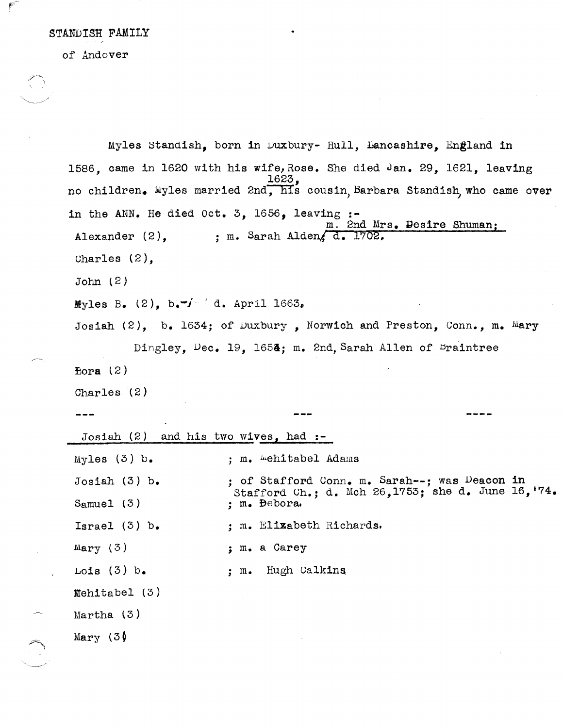STANDISH FAMILY

of Andover

Myles Standish, born in Duxbury- Hull, Lancashire, England in 1586, came in 1620 with his wife, Rose. She died Jan. 29, 1621, leaving no children. Myles married 2nd, 1623, his cousin, Barbara Standish, who came over in the ANN. He died Oct. 3, 1656, leaving :-

Alexander (2), ; m. Sarah Alden, m. 2nd Mrs. Desire Shuman; d. 1702.

Charles (2),

John (2)

Myles B. (2), b.- d. April 1663.

Josiah (2), b. 1634; of Duxbury , Norwich and Preston, Conn., m. Mary Dingley, Dec. 19, 1654; m. 2nd, Sarah Allen of Braintree

Lora (2)

Charles (2)

--- --- ----

Josiah (2) and his two wives, had :-

Myles (3) b. ; m. Mehitabel Adams

Josiah (3) b. ; of Stafford Conn. m. Sarah--; was Deacon in Stafford Ch.; d. Mch 26,1753; she d. June 16,'74.

Samuel (3) ; m. Debora.

Israel (3) b. ; m. Elizabeth Richards.

Mary (3) ; m. a Carey

Lois (3) b. ; m. Hugh Calkins

Mehitabel (3)

Martha (3)

Mary (3)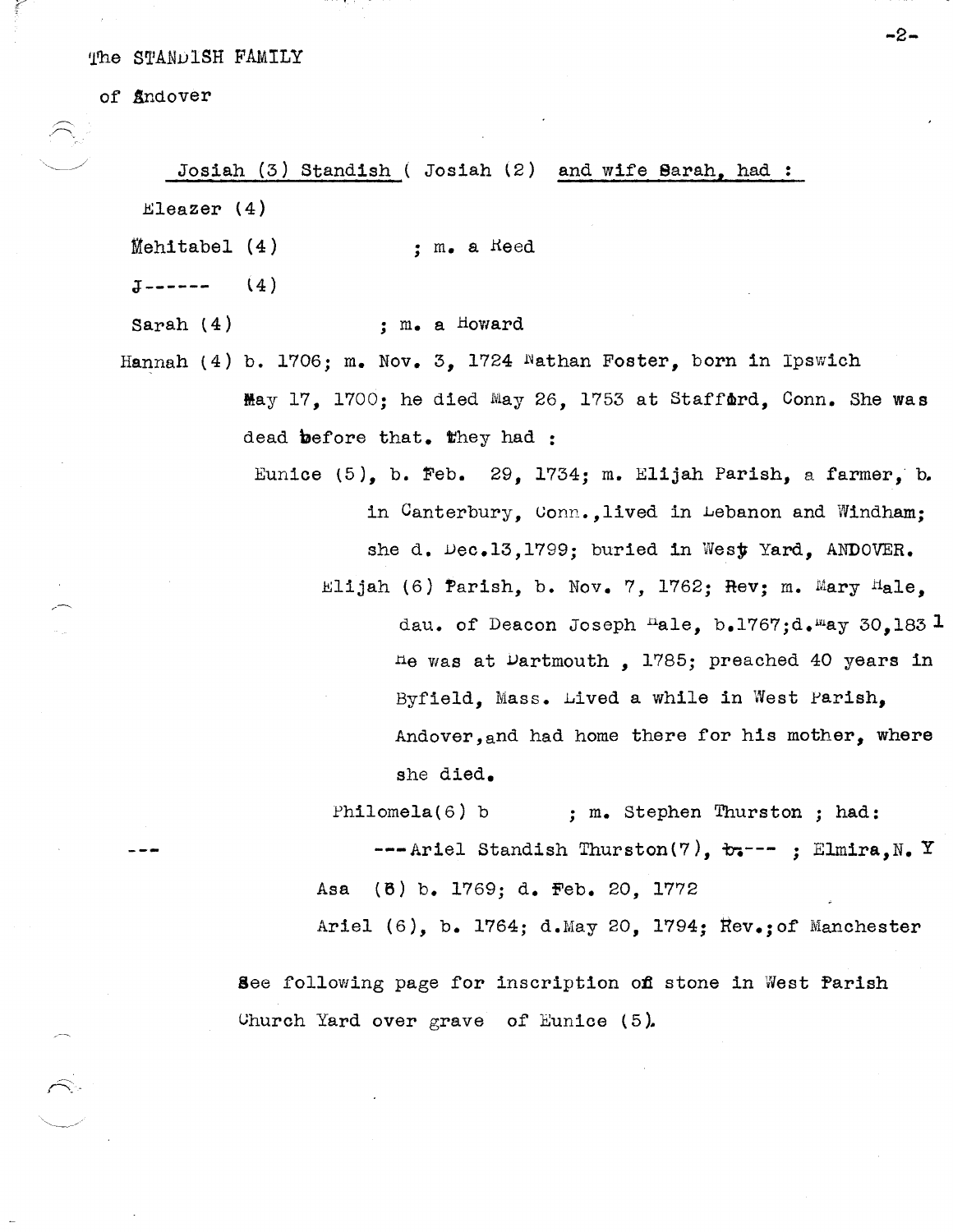The STANDISH FAMILY

of Andover

<u>Josiah (3) Standish</u> ( Josiah (2) <u>and wife Sarah, had :</u>

Eleazer (4)

Mehitabel (4) ; m. a Reed

J------ (4)

Sarah (4) ; m. a Howard

Hannah (4) b. 1706; m. Nov. 3, 1724 Nathan Foster, born in Ipswich May 17, 1700; he died May 26, 1753 at Stafford, Conn. She was dead before that. They had :

Eunice (5), b. Feb. 29, 1734; m. Elijah Parish, a farmer, b. in Canterbury, Conn., lived in Lebanon and Windham; she d. Dec.13,1799; buried in West Yard, ANDOVER.

Elijah (6) Parish, b. Nov. 7, 1762; Rev; m. Mary Hale, dau. of Deacon Joseph Hale, b.1767;d.May 30,1831 He was at Dartmouth , 1785; preached 40 years in Byfield, Mass. Lived a while in West Parish, Andover, and had home there for his mother, where she died.

Philomela(6) b ; m. Stephen Thurston ; had:

---Ariel Standish Thurston(7), b.--- ; Elmira, N. Y

Asa (6) b. 1769; d. Feb. 20, 1772

Ariel (6), b. 1764; d.May 20, 1794; Rev.;of Manchester

See following page for inscription on stone in West Parish Church Yard over grave of Eunice (5).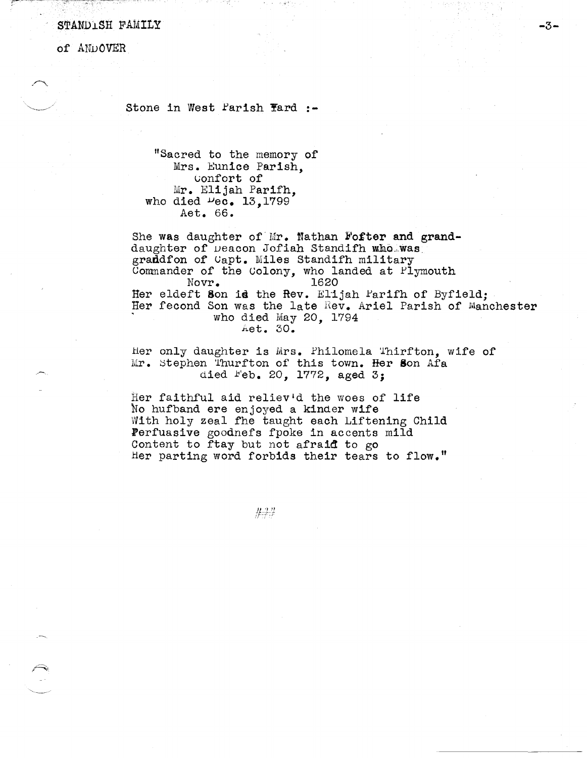Stone in West Parish Yard :-

"Sacred to the memory of
Mrs. Eunice Parish,
Confort of
Mr. Elijah Parifh,
who died Dec. 13,1799
Aet. 66.

She was daughter of Mr. Nathan Fofter and grand-
daughter of Deacon Jofiah Standifh who was
grandfon of Capt. Miles Standifh military
Commander of the Colony, who landed at Plymouth
Novr. 1620
Her eldeft Son is the Rev. Elijah Parifh of Byfield;
Her fecond Son was the late Rev. Ariel Parish of Manchester
who died May 20, 1794
Aet. 30.

Her only daughter is Mrs. Philomela Thirfton, wife of
Mr. Stephen Thurfton of this town. Her Son Afa
died Feb. 20, 1772, aged 3;

Her faithful aid reliev'd the woes of life
No hufband ere enjoyed a kinder wife
With holy zeal fhe taught each Liftening Child
Perfuasive goodnefs fpoke in accents mild
Content to ftay but not afraid to go
Her parting word forbids their tears to flow."

###